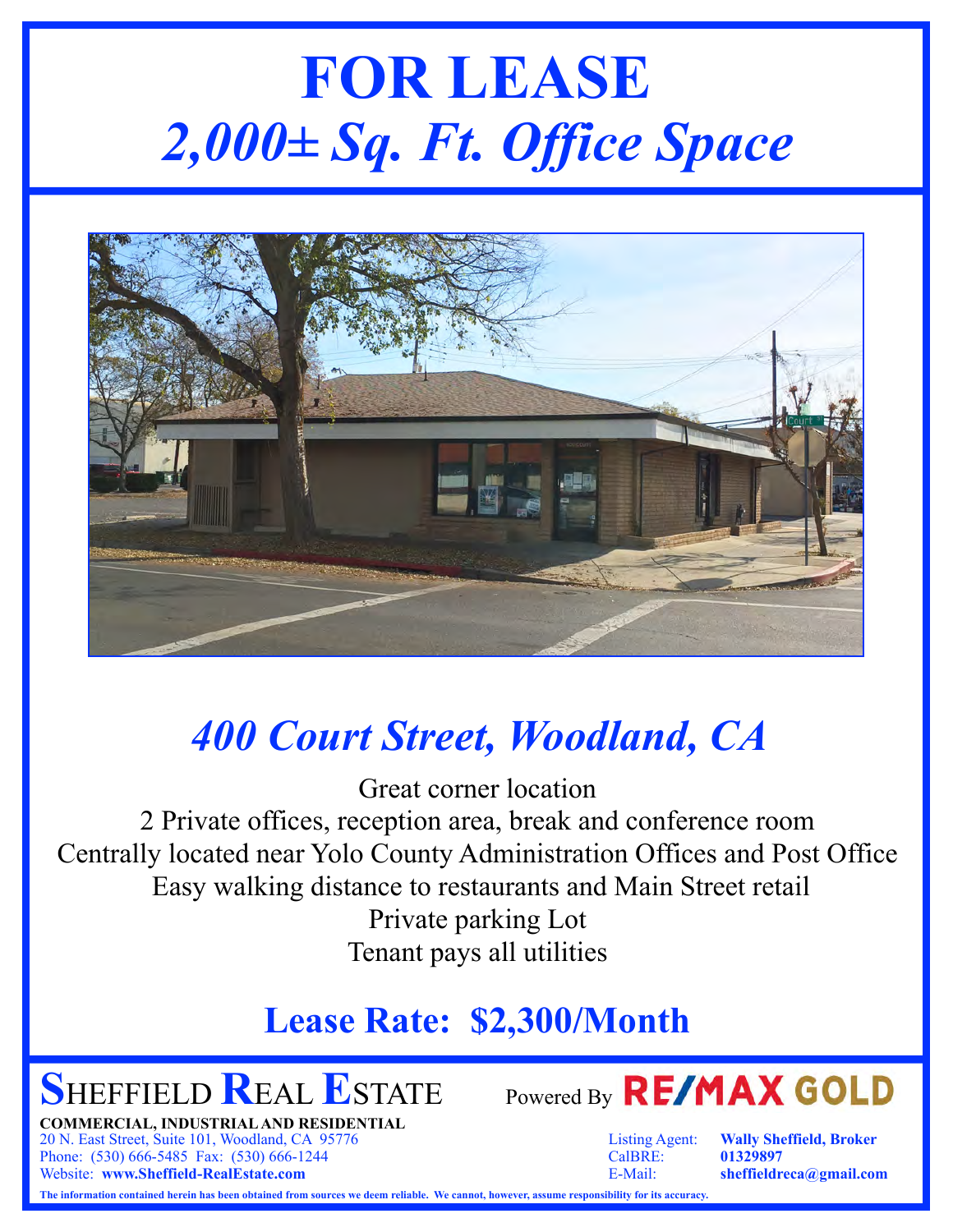# FOR LEASE

## *2,000± Sq. Ft. Office Space*

## *400 Court Street, Woodland, CA*

Great corner location
2 Private offices, reception area, break and conference room
Centrally located near Yolo County Administration Offices and Post Office
Easy walking distance to restaurants and Main Street retail
Private parking Lot
Tenant pays all utilities

## Lease Rate: $2,300/Month

**SHEFFIELD REAL ESTATE** Powered By **RE/MAX GOLD**

**COMMERCIAL, INDUSTRIAL AND RESIDENTIAL**
20 N. East Street, Suite 101, Woodland, CA 95776
Phone: (530) 666-5485 Fax: (530) 666-1244
Website: **www.Sheffield-RealEstate.com**

Listing Agent: **Wally Sheffield, Broker**
CalBRE: **01329897**
E-Mail: **sheffieldreca@gmail.com**

**The information contained herein has been obtained from sources we deem reliable. We cannot, however, assume responsibility for its accuracy.**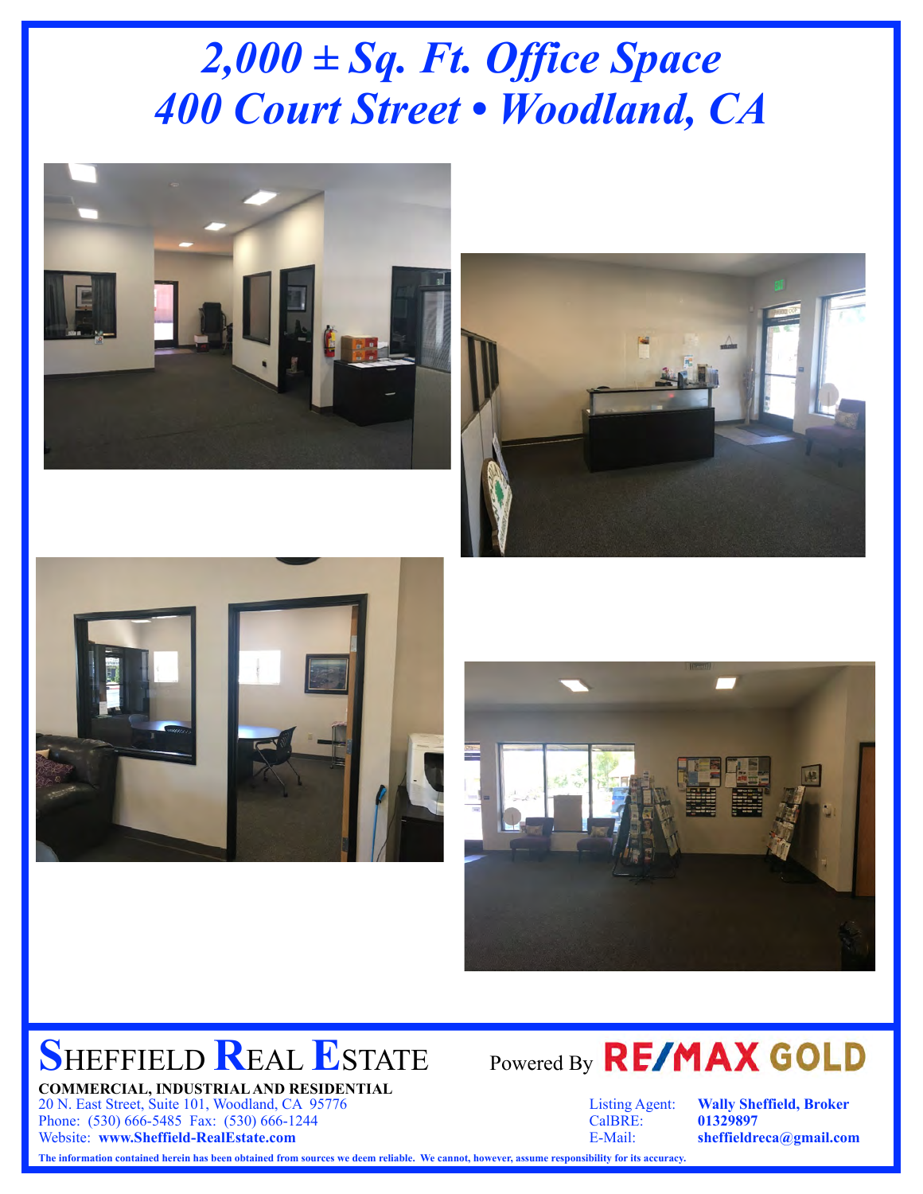# *2,000 ± Sq. Ft. Office Space*
# *400 Court Street • Woodland, CA*

**SHEFFIELD REAL ESTATE**

Powered By **RE/MAX GOLD**

**COMMERCIAL, INDUSTRIAL AND RESIDENTIAL**
20 N. East Street, Suite 101, Woodland, CA 95776
Phone: (530) 666-5485 Fax: (530) 666-1244
Website: **www.Sheffield-RealEstate.com**

Listing Agent: **Wally Sheffield, Broker**
CalBRE: **01329897**
E-Mail: **sheffieldreca@gmail.com**

**The information contained herein has been obtained from sources we deem reliable. We cannot, however, assume responsibility for its accuracy.**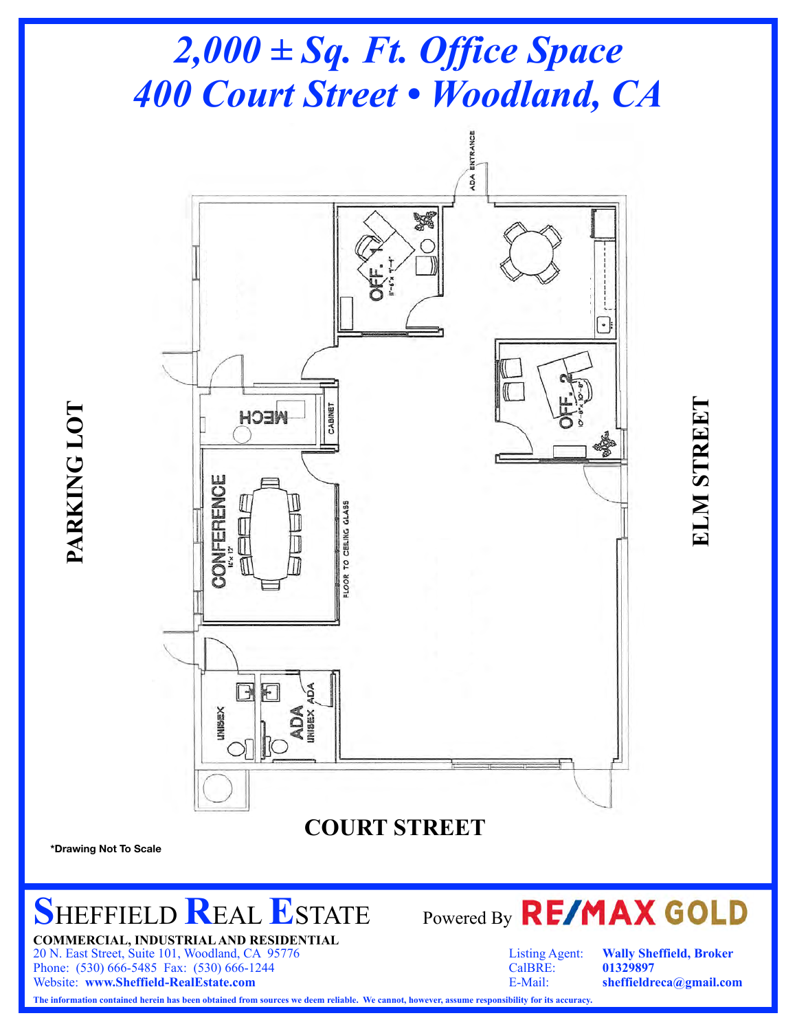# 2,000 ± Sq. Ft. Office Space
# 400 Court Street • Woodland, CA

ADA ENTRANCE

OFF. 1
11'-6" x 11'-4"

OFF. 2
10'-8" x 10'-8"

MECH

CABINET

CONFERENCE
16' x 12'

FLOOR TO CEILING GLASS

UNISEX

ADA
UNISEX ADA

PARKING LOT

ELM STREET

COURT STREET

*Drawing Not To Scale

**SHEFFIELD REAL ESTATE**

Powered By **RE/MAX GOLD**

**COMMERCIAL, INDUSTRIAL AND RESIDENTIAL**
20 N. East Street, Suite 101, Woodland, CA 95776
Phone: (530) 666-5485 Fax: (530) 666-1244
Website: **www.Sheffield-RealEstate.com**

Listing Agent: **Wally Sheffield, Broker**
CalBRE: **01329897**
E-Mail: **sheffieldreca@gmail.com**

**The information contained herein has been obtained from sources we deem reliable. We cannot, however, assume responsibility for its accuracy.**